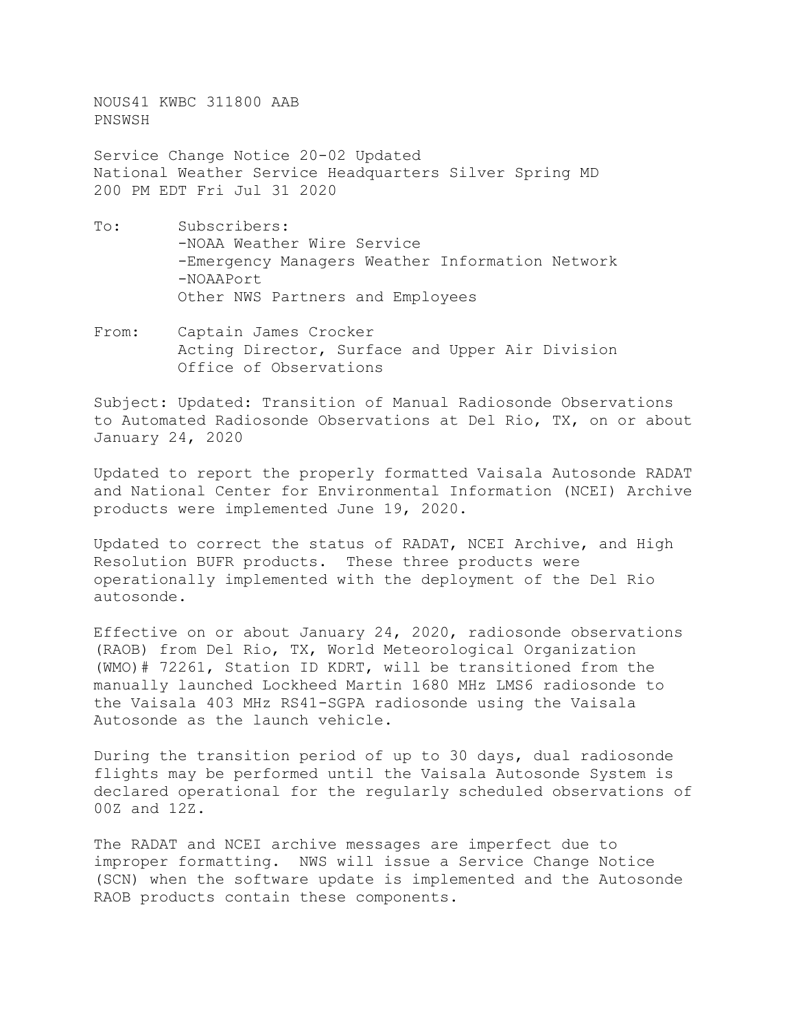NOUS41 KWBC 311800 AAB
PNSWSH

Service Change Notice 20-02 Updated
National Weather Service Headquarters Silver Spring MD
200 PM EDT Fri Jul 31 2020

To: Subscribers:
-NOAA Weather Wire Service
-Emergency Managers Weather Information Network
-NOAAPort
Other NWS Partners and Employees

From: Captain James Crocker
Acting Director, Surface and Upper Air Division
Office of Observations

Subject: Updated: Transition of Manual Radiosonde Observations to Automated Radiosonde Observations at Del Rio, TX, on or about January 24, 2020

Updated to report the properly formatted Vaisala Autosonde RADAT and National Center for Environmental Information (NCEI) Archive products were implemented June 19, 2020.

Updated to correct the status of RADAT, NCEI Archive, and High Resolution BUFR products. These three products were operationally implemented with the deployment of the Del Rio autosonde.

Effective on or about January 24, 2020, radiosonde observations (RAOB) from Del Rio, TX, World Meteorological Organization (WMO)# 72261, Station ID KDRT, will be transitioned from the manually launched Lockheed Martin 1680 MHz LMS6 radiosonde to the Vaisala 403 MHz RS41-SGPA radiosonde using the Vaisala Autosonde as the launch vehicle.

During the transition period of up to 30 days, dual radiosonde flights may be performed until the Vaisala Autosonde System is declared operational for the regularly scheduled observations of 00Z and 12Z.

The RADAT and NCEI archive messages are imperfect due to improper formatting. NWS will issue a Service Change Notice (SCN) when the software update is implemented and the Autosonde RAOB products contain these components.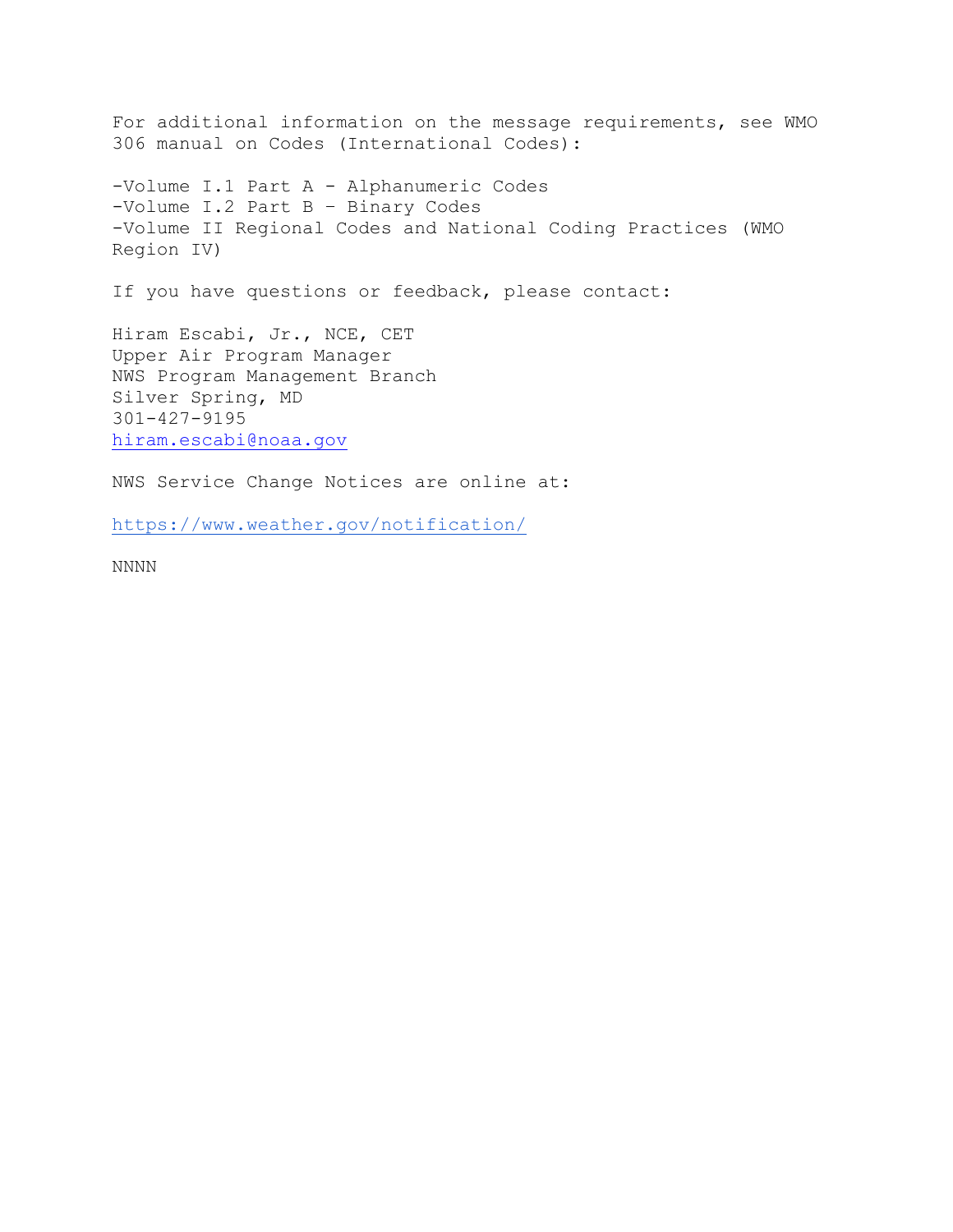For additional information on the message requirements, see WMO 306 manual on Codes (International Codes):

-Volume I.1 Part A - Alphanumeric Codes
-Volume I.2 Part B – Binary Codes
-Volume II Regional Codes and National Coding Practices (WMO Region IV)

If you have questions or feedback, please contact:

Hiram Escabi, Jr., NCE, CET
Upper Air Program Manager
NWS Program Management Branch
Silver Spring, MD
301-427-9195
hiram.escabi@noaa.gov

NWS Service Change Notices are online at:

https://www.weather.gov/notification/

NNNN